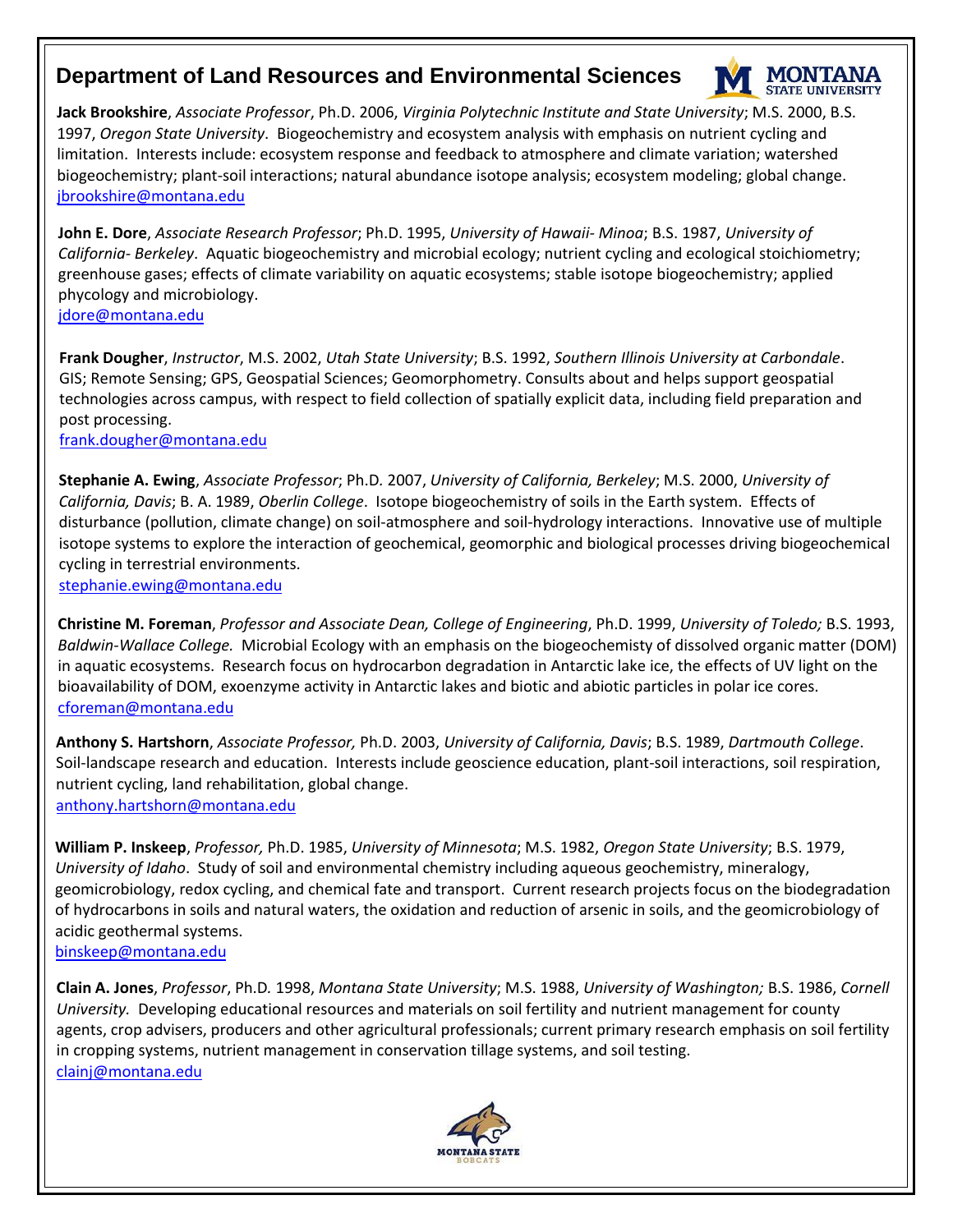# Department of Land Resources and Environmental Sciences

**Jack Brookshire**, *Associate Professor*, Ph.D. 2006, *Virginia Polytechnic Institute and State University*; M.S. 2000, B.S. 1997, *Oregon State University*. Biogeochemistry and ecosystem analysis with emphasis on nutrient cycling and limitation. Interests include: ecosystem response and feedback to atmosphere and climate variation; watershed biogeochemistry; plant-soil interactions; natural abundance isotope analysis; ecosystem modeling; global change.
jbrookshire@montana.edu

**John E. Dore**, *Associate Research Professor*; Ph.D. 1995, *University of Hawaii- Minoa*; B.S. 1987, *University of California- Berkeley*. Aquatic biogeochemistry and microbial ecology; nutrient cycling and ecological stoichiometry; greenhouse gases; effects of climate variability on aquatic ecosystems; stable isotope biogeochemistry; applied phycology and microbiology.
jdore@montana.edu

**Frank Dougher**, *Instructor*, M.S. 2002, *Utah State University*; B.S. 1992, *Southern Illinois University at Carbondale*. GIS; Remote Sensing; GPS, Geospatial Sciences; Geomorphometry. Consults about and helps support geospatial technologies across campus, with respect to field collection of spatially explicit data, including field preparation and post processing.
frank.dougher@montana.edu

**Stephanie A. Ewing**, *Associate Professor*; Ph.D. 2007, *University of California, Berkeley*; M.S. 2000, *University of California, Davis*; B. A. 1989, *Oberlin College*. Isotope biogeochemistry of soils in the Earth system. Effects of disturbance (pollution, climate change) on soil-atmosphere and soil-hydrology interactions. Innovative use of multiple isotope systems to explore the interaction of geochemical, geomorphic and biological processes driving biogeochemical cycling in terrestrial environments.
stephanie.ewing@montana.edu

**Christine M. Foreman**, *Professor and Associate Dean, College of Engineering*, Ph.D. 1999, *University of Toledo;* B.S. 1993, *Baldwin-Wallace College.* Microbial Ecology with an emphasis on the biogeochemisty of dissolved organic matter (DOM) in aquatic ecosystems. Research focus on hydrocarbon degradation in Antarctic lake ice, the effects of UV light on the bioavailability of DOM, exoenzyme activity in Antarctic lakes and biotic and abiotic particles in polar ice cores.
cforeman@montana.edu

**Anthony S. Hartshorn**, *Associate Professor,* Ph.D. 2003, *University of California, Davis*; B.S. 1989, *Dartmouth College*. Soil-landscape research and education. Interests include geoscience education, plant-soil interactions, soil respiration, nutrient cycling, land rehabilitation, global change.
anthony.hartshorn@montana.edu

**William P. Inskeep**, *Professor,* Ph.D. 1985, *University of Minnesota*; M.S. 1982, *Oregon State University*; B.S. 1979, *University of Idaho*. Study of soil and environmental chemistry including aqueous geochemistry, mineralogy, geomicrobiology, redox cycling, and chemical fate and transport. Current research projects focus on the biodegradation of hydrocarbons in soils and natural waters, the oxidation and reduction of arsenic in soils, and the geomicrobiology of acidic geothermal systems.
binskeep@montana.edu

**Clain A. Jones**, *Professor*, Ph.D. 1998, *Montana State University*; M.S. 1988, *University of Washington;* B.S. 1986, *Cornell University.* Developing educational resources and materials on soil fertility and nutrient management for county agents, crop advisers, producers and other agricultural professionals; current primary research emphasis on soil fertility in cropping systems, nutrient management in conservation tillage systems, and soil testing.
clainj@montana.edu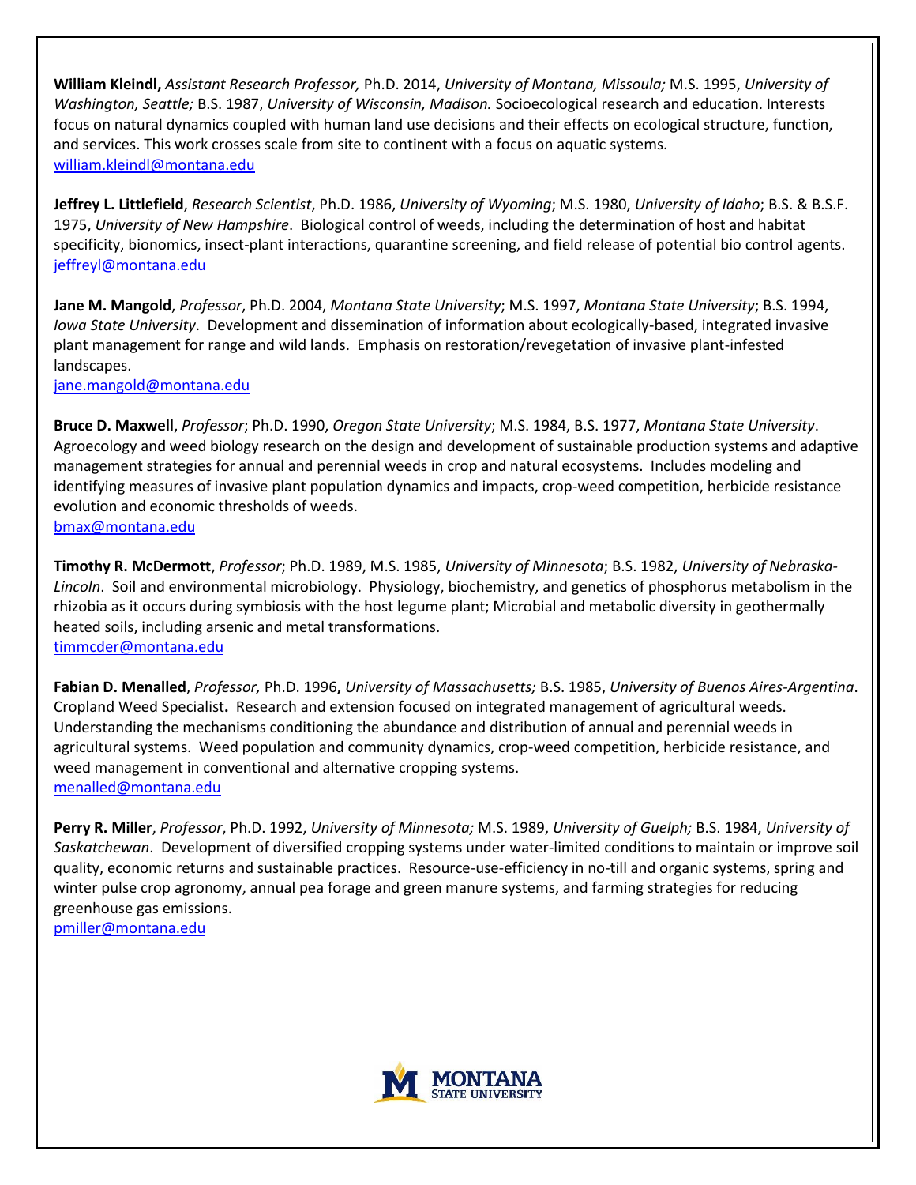**William Kleindl,** *Assistant Research Professor,* Ph.D. 2014, *University of Montana, Missoula;* M.S. 1995, *University of Washington, Seattle;* B.S. 1987, *University of Wisconsin, Madison.* Socioecological research and education. Interests focus on natural dynamics coupled with human land use decisions and their effects on ecological structure, function, and services. This work crosses scale from site to continent with a focus on aquatic systems.
william.kleindl@montana.edu

**Jeffrey L. Littlefield**, *Research Scientist*, Ph.D. 1986, *University of Wyoming*; M.S. 1980, *University of Idaho*; B.S. & B.S.F. 1975, *University of New Hampshire*. Biological control of weeds, including the determination of host and habitat specificity, bionomics, insect-plant interactions, quarantine screening, and field release of potential bio control agents.
jeffreyl@montana.edu

**Jane M. Mangold**, *Professor*, Ph.D. 2004, *Montana State University*; M.S. 1997, *Montana State University*; B.S. 1994, *Iowa State University*. Development and dissemination of information about ecologically-based, integrated invasive plant management for range and wild lands. Emphasis on restoration/revegetation of invasive plant-infested landscapes.
jane.mangold@montana.edu

**Bruce D. Maxwell**, *Professor*; Ph.D. 1990, *Oregon State University*; M.S. 1984, B.S. 1977, *Montana State University*. Agroecology and weed biology research on the design and development of sustainable production systems and adaptive management strategies for annual and perennial weeds in crop and natural ecosystems. Includes modeling and identifying measures of invasive plant population dynamics and impacts, crop-weed competition, herbicide resistance evolution and economic thresholds of weeds.
bmax@montana.edu

**Timothy R. McDermott**, *Professor*; Ph.D. 1989, M.S. 1985, *University of Minnesota*; B.S. 1982, *University of Nebraska-Lincoln*. Soil and environmental microbiology. Physiology, biochemistry, and genetics of phosphorus metabolism in the rhizobia as it occurs during symbiosis with the host legume plant; Microbial and metabolic diversity in geothermally heated soils, including arsenic and metal transformations.
timmcder@montana.edu

**Fabian D. Menalled**, *Professor,* Ph.D. 1996**,** *University of Massachusetts;* B.S. 1985, *University of Buenos Aires-Argentina*. Cropland Weed Specialist**.** Research and extension focused on integrated management of agricultural weeds. Understanding the mechanisms conditioning the abundance and distribution of annual and perennial weeds in agricultural systems. Weed population and community dynamics, crop-weed competition, herbicide resistance, and weed management in conventional and alternative cropping systems.
menalled@montana.edu

**Perry R. Miller**, *Professor*, Ph.D. 1992, *University of Minnesota;* M.S. 1989, *University of Guelph;* B.S. 1984, *University of Saskatchewan*. Development of diversified cropping systems under water-limited conditions to maintain or improve soil quality, economic returns and sustainable practices. Resource-use-efficiency in no-till and organic systems, spring and winter pulse crop agronomy, annual pea forage and green manure systems, and farming strategies for reducing greenhouse gas emissions.
pmiller@montana.edu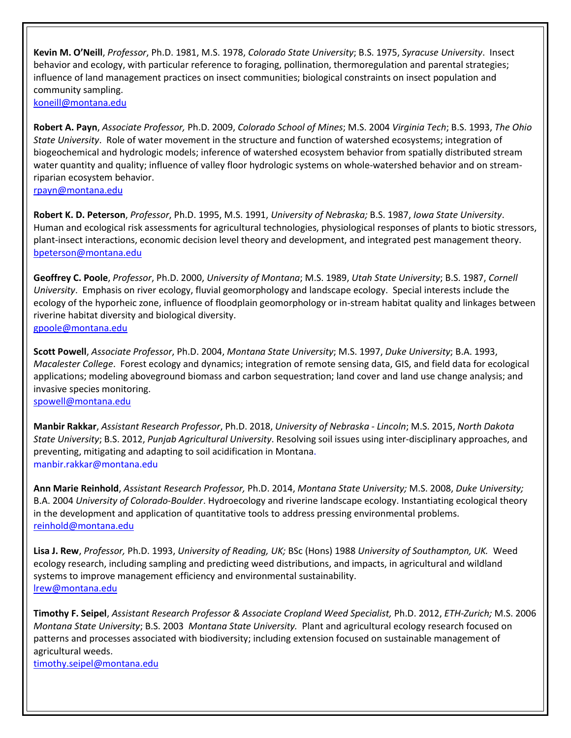**Kevin M. O'Neill**, *Professor*, Ph.D. 1981, M.S. 1978, *Colorado State University*; B.S. 1975, *Syracuse University*. Insect behavior and ecology, with particular reference to foraging, pollination, thermoregulation and parental strategies; influence of land management practices on insect communities; biological constraints on insect population and community sampling.
koneill@montana.edu

**Robert A. Payn**, *Associate Professor,* Ph.D. 2009, *Colorado School of Mines*; M.S. 2004 *Virginia Tech*; B.S. 1993, *The Ohio State University*. Role of water movement in the structure and function of watershed ecosystems; integration of biogeochemical and hydrologic models; inference of watershed ecosystem behavior from spatially distributed stream water quantity and quality; influence of valley floor hydrologic systems on whole-watershed behavior and on stream-riparian ecosystem behavior.
rpayn@montana.edu

**Robert K. D. Peterson**, *Professor*, Ph.D. 1995, M.S. 1991, *University of Nebraska;* B.S. 1987, *Iowa State University*. Human and ecological risk assessments for agricultural technologies, physiological responses of plants to biotic stressors, plant-insect interactions, economic decision level theory and development, and integrated pest management theory.
bpeterson@montana.edu

**Geoffrey C. Poole**, *Professor*, Ph.D. 2000, *University of Montana*; M.S. 1989, *Utah State University*; B.S. 1987, *Cornell University*. Emphasis on river ecology, fluvial geomorphology and landscape ecology. Special interests include the ecology of the hyporheic zone, influence of floodplain geomorphology or in-stream habitat quality and linkages between riverine habitat diversity and biological diversity.
gpoole@montana.edu

**Scott Powell**, *Associate Professor*, Ph.D. 2004, *Montana State University*; M.S. 1997, *Duke University*; B.A. 1993, *Macalester College*. Forest ecology and dynamics; integration of remote sensing data, GIS, and field data for ecological applications; modeling aboveground biomass and carbon sequestration; land cover and land use change analysis; and invasive species monitoring.
spowell@montana.edu

**Manbir Rakkar**, *Assistant Research Professor*, Ph.D. 2018, *University of Nebraska - Lincoln*; M.S. 2015, *North Dakota State University*; B.S. 2012, *Punjab Agricultural University*. Resolving soil issues using inter-disciplinary approaches, and preventing, mitigating and adapting to soil acidification in Montana.
manbir.rakkar@montana.edu

**Ann Marie Reinhold**, *Assistant Research Professor,* Ph.D. 2014, *Montana State University;* M.S. 2008, *Duke University;* B.A. 2004 *University of Colorado-Boulder*. Hydroecology and riverine landscape ecology. Instantiating ecological theory in the development and application of quantitative tools to address pressing environmental problems.
reinhold@montana.edu

**Lisa J. Rew**, *Professor,* Ph.D. 1993, *University of Reading, UK;* BSc (Hons) 1988 *University of Southampton, UK.* Weed ecology research, including sampling and predicting weed distributions, and impacts, in agricultural and wildland systems to improve management efficiency and environmental sustainability.
lrew@montana.edu

**Timothy F. Seipel**, *Assistant Research Professor & Associate Cropland Weed Specialist,* Ph.D. 2012, *ETH-Zurich;* M.S. 2006 *Montana State University*; B.S. 2003 *Montana State University.* Plant and agricultural ecology research focused on patterns and processes associated with biodiversity; including extension focused on sustainable management of agricultural weeds.
timothy.seipel@montana.edu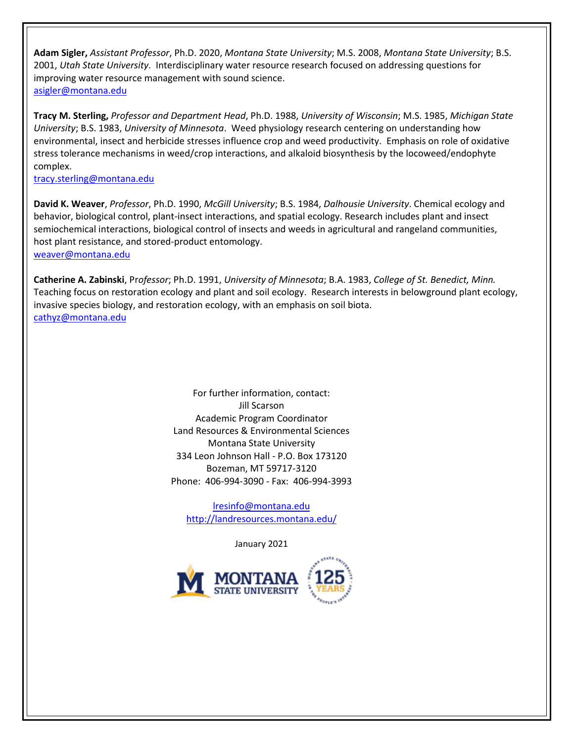**Adam Sigler,** *Assistant Professor*, Ph.D. 2020, *Montana State University*; M.S. 2008, *Montana State University*; B.S. 2001, *Utah State University*. Interdisciplinary water resource research focused on addressing questions for improving water resource management with sound science.
asigler@montana.edu

**Tracy M. Sterling,** *Professor and Department Head*, Ph.D. 1988, *University of Wisconsin*; M.S. 1985, *Michigan State University*; B.S. 1983, *University of Minnesota*. Weed physiology research centering on understanding how environmental, insect and herbicide stresses influence crop and weed productivity. Emphasis on role of oxidative stress tolerance mechanisms in weed/crop interactions, and alkaloid biosynthesis by the locoweed/endophyte complex.
tracy.sterling@montana.edu

**David K. Weaver**, *Professor*, Ph.D. 1990, *McGill University*; B.S. 1984, *Dalhousie University*. Chemical ecology and behavior, biological control, plant-insect interactions, and spatial ecology. Research includes plant and insect semiochemical interactions, biological control of insects and weeds in agricultural and rangeland communities, host plant resistance, and stored-product entomology.
weaver@montana.edu

**Catherine A. Zabinski**, Pr*ofessor*; Ph.D. 1991, *University of Minnesota*; B.A. 1983, *College of St. Benedict, Minn.* Teaching focus on restoration ecology and plant and soil ecology. Research interests in belowground plant ecology, invasive species biology, and restoration ecology, with an emphasis on soil biota.
cathyz@montana.edu

For further information, contact:
Jill Scarson
Academic Program Coordinator
Land Resources & Environmental Sciences
Montana State University
334 Leon Johnson Hall - P.O. Box 173120
Bozeman, MT 59717-3120
Phone: 406-994-3090 - Fax: 406-994-3993

lresinfo@montana.edu
http://landresources.montana.edu/

January 2021

MONTANA STATE UNIVERSITY